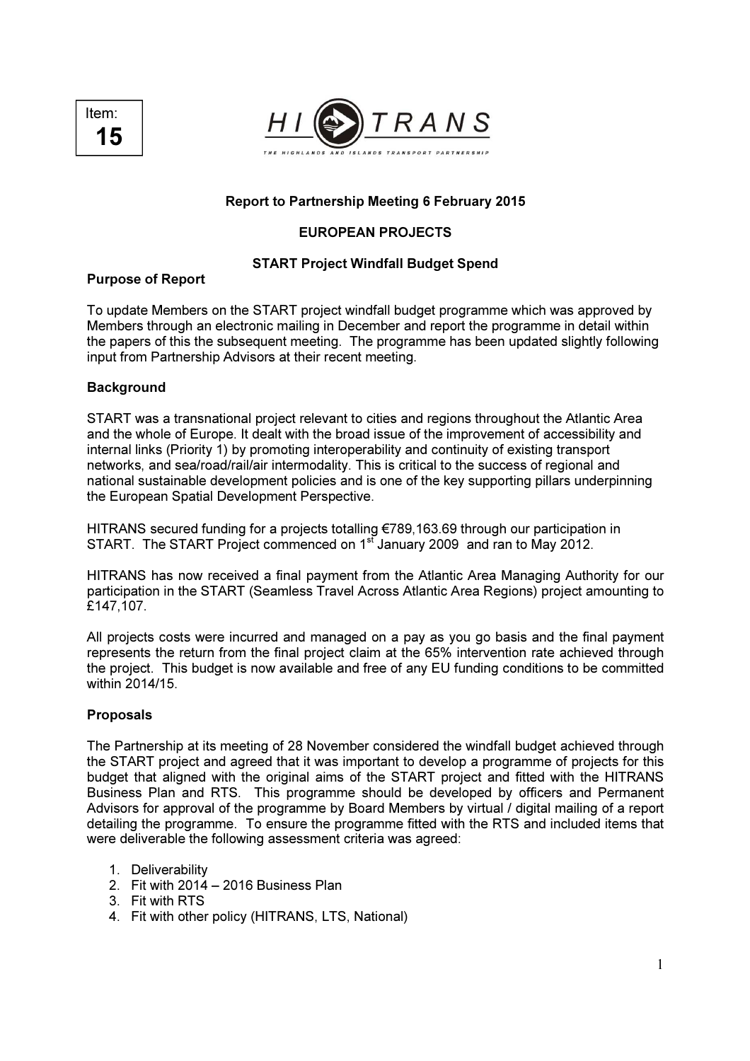Item: 15

HITRANS

THE HIGHLANDS AND ISLANDS TRANSPORT PARTNERSHIP

**Report to Partnership Meeting 6 February 2015**

**EUROPEAN PROJECTS**

**START Project Windfall Budget Spend**

## Purpose of Report

To update Members on the START project windfall budget programme which was approved by Members through an electronic mailing in December and report the programme in detail within the papers of this the subsequent meeting. The programme has been updated slightly following input from Partnership Advisors at their recent meeting.

## Background

START was a transnational project relevant to cities and regions throughout the Atlantic Area and the whole of Europe. It dealt with the broad issue of the improvement of accessibility and internal links (Priority 1) by promoting interoperability and continuity of existing transport networks, and sea/road/rail/air intermodality. This is critical to the success of regional and national sustainable development policies and is one of the key supporting pillars underpinning the European Spatial Development Perspective.

HITRANS secured funding for a projects totalling €789,163.69 through our participation in START. The START Project commenced on 1st January 2009 and ran to May 2012.

HITRANS has now received a final payment from the Atlantic Area Managing Authority for our participation in the START (Seamless Travel Across Atlantic Area Regions) project amounting to £147,107.

All projects costs were incurred and managed on a pay as you go basis and the final payment represents the return from the final project claim at the 65% intervention rate achieved through the project. This budget is now available and free of any EU funding conditions to be committed within 2014/15.

## Proposals

The Partnership at its meeting of 28 November considered the windfall budget achieved through the START project and agreed that it was important to develop a programme of projects for this budget that aligned with the original aims of the START project and fitted with the HITRANS Business Plan and RTS. This programme should be developed by officers and Permanent Advisors for approval of the programme by Board Members by virtual / digital mailing of a report detailing the programme. To ensure the programme fitted with the RTS and included items that were deliverable the following assessment criteria was agreed:

1. Deliverability
2. Fit with 2014 – 2016 Business Plan
3. Fit with RTS
4. Fit with other policy (HITRANS, LTS, National)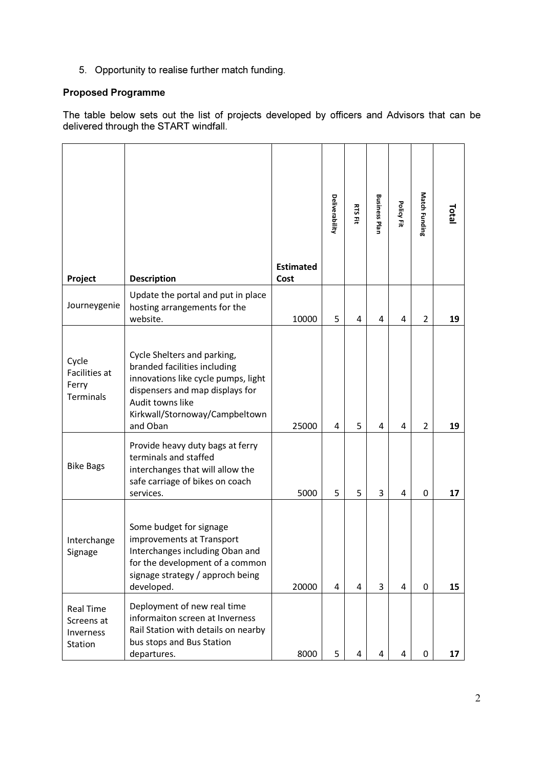5. Opportunity to realise further match funding.

**Proposed Programme**

The table below sets out the list of projects developed by officers and Advisors that can be delivered through the START windfall.

| Project | Description | Estimated Cost | Deliverability | RTS Fit | Business Plan | Policy Fit | Match Funding | Total |
|---|---|---|---|---|---|---|---|---|
| Journeygenie | Update the portal and put in place hosting arrangements for the website. | 10000 | 5 | 4 | 4 | 4 | 2 | **19** |
| Cycle Facilities at Ferry Terminals | Cycle Shelters and parking, branded facilities including innovations like cycle pumps, light dispensers and map displays for Audit towns like Kirkwall/Stornoway/Campbeltown and Oban | 25000 | 4 | 5 | 4 | 4 | 2 | **19** |
| Bike Bags | Provide heavy duty bags at ferry terminals and staffed interchanges that will allow the safe carriage of bikes on coach services. | 5000 | 5 | 5 | 3 | 4 | 0 | **17** |
| Interchange Signage | Some budget for signage improvements at Transport Interchanges including Oban and for the development of a common signage strategy / approch being developed. | 20000 | 4 | 4 | 3 | 4 | 0 | **15** |
| Real Time Screens at Inverness Station | Deployment of new real time informaiton screen at Inverness Rail Station with details on nearby bus stops and Bus Station departures. | 8000 | 5 | 4 | 4 | 4 | 0 | **17** |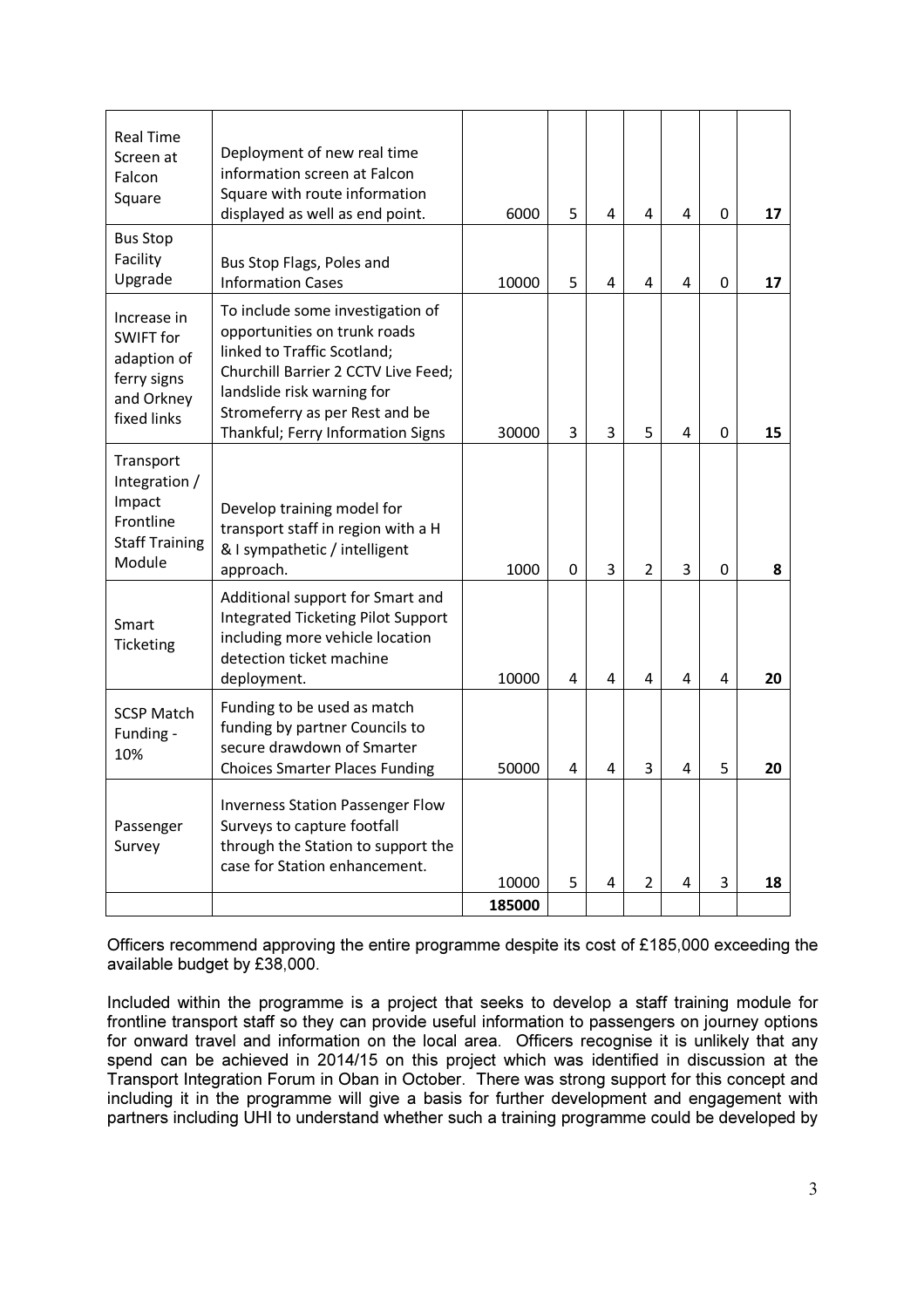| | | | | | | | | |
|---|---|---|---|---|---|---|---|---|
| Real Time Screen at Falcon Square | Deployment of new real time information screen at Falcon Square with route information displayed as well as end point. | 6000 | 5 | 4 | 4 | 4 | 0 | **17** |
| Bus Stop Facility Upgrade | Bus Stop Flags, Poles and Information Cases | 10000 | 5 | 4 | 4 | 4 | 0 | **17** |
| Increase in SWIFT for adaption of ferry signs and Orkney fixed links | To include some investigation of opportunities on trunk roads linked to Traffic Scotland; Churchill Barrier 2 CCTV Live Feed; landslide risk warning for Stromeferry as per Rest and be Thankful; Ferry Information Signs | 30000 | 3 | 3 | 5 | 4 | 0 | **15** |
| Transport Integration / Impact Frontline Staff Training Module | Develop training model for transport staff in region with a H & I sympathetic / intelligent approach. | 1000 | 0 | 3 | 2 | 3 | 0 | **8** |
| Smart Ticketing | Additional support for Smart and Integrated Ticketing Pilot Support including more vehicle location detection ticket machine deployment. | 10000 | 4 | 4 | 4 | 4 | 4 | **20** |
| SCSP Match Funding - 10% | Funding to be used as match funding by partner Councils to secure drawdown of Smarter Choices Smarter Places Funding | 50000 | 4 | 4 | 3 | 4 | 5 | **20** |
| Passenger Survey | Inverness Station Passenger Flow Surveys to capture footfall through the Station to support the case for Station enhancement. | 10000 | 5 | 4 | 2 | 4 | 3 | **18** |
| | | **185000** | | | | | | |

Officers recommend approving the entire programme despite its cost of £185,000 exceeding the available budget by £38,000.

Included within the programme is a project that seeks to develop a staff training module for frontline transport staff so they can provide useful information to passengers on journey options for onward travel and information on the local area. Officers recognise it is unlikely that any spend can be achieved in 2014/15 on this project which was identified in discussion at the Transport Integration Forum in Oban in October. There was strong support for this concept and including it in the programme will give a basis for further development and engagement with partners including UHI to understand whether such a training programme could be developed by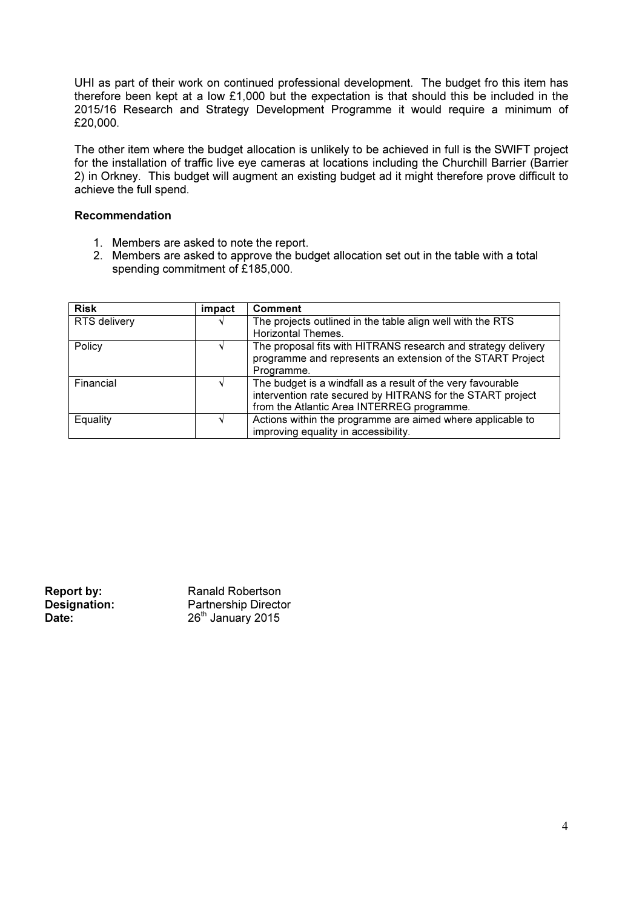UHI as part of their work on continued professional development. The budget fro this item has therefore been kept at a low £1,000 but the expectation is that should this be included in the 2015/16 Research and Strategy Development Programme it would require a minimum of £20,000.

The other item where the budget allocation is unlikely to be achieved in full is the SWIFT project for the installation of traffic live eye cameras at locations including the Churchill Barrier (Barrier 2) in Orkney. This budget will augment an existing budget ad it might therefore prove difficult to achieve the full spend.

**Recommendation**

1. Members are asked to note the report.
2. Members are asked to approve the budget allocation set out in the table with a total spending commitment of £185,000.

| Risk | impact | Comment |
|---|---|---|
| RTS delivery | √ | The projects outlined in the table align well with the RTS Horizontal Themes. |
| Policy | √ | The proposal fits with HITRANS research and strategy delivery programme and represents an extension of the START Project Programme. |
| Financial | √ | The budget is a windfall as a result of the very favourable intervention rate secured by HITRANS for the START project from the Atlantic Area INTERREG programme. |
| Equality | √ | Actions within the programme are aimed where applicable to improving equality in accessibility. |

**Report by:** Ranald Robertson
**Designation:** Partnership Director
**Date:** 26th January 2015